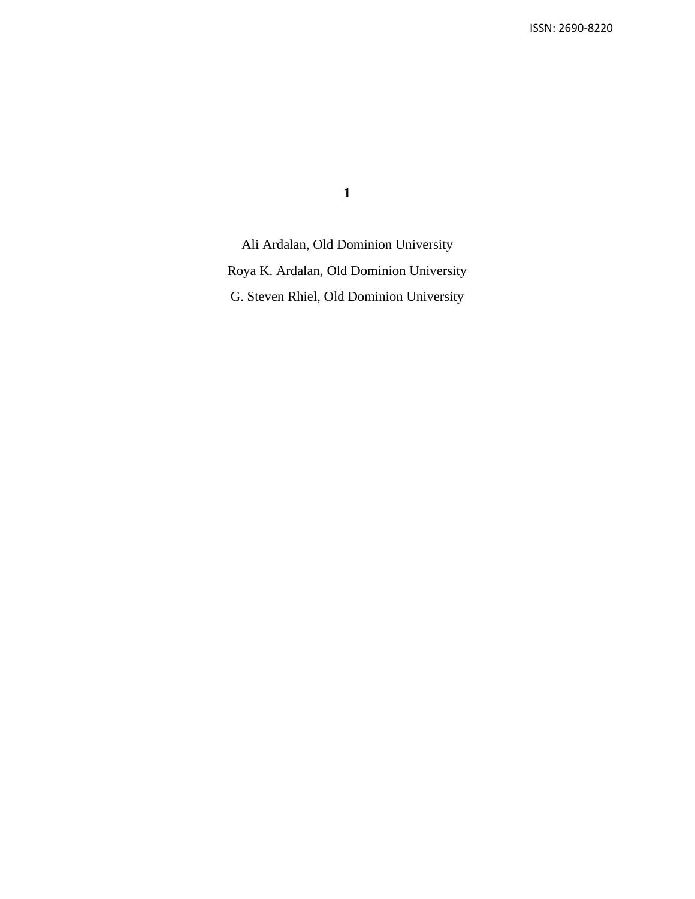**1**

Ali Ardalan, Old Dominion University

Roya K. Ardalan, Old Dominion University

G. Steven Rhiel, Old Dominion University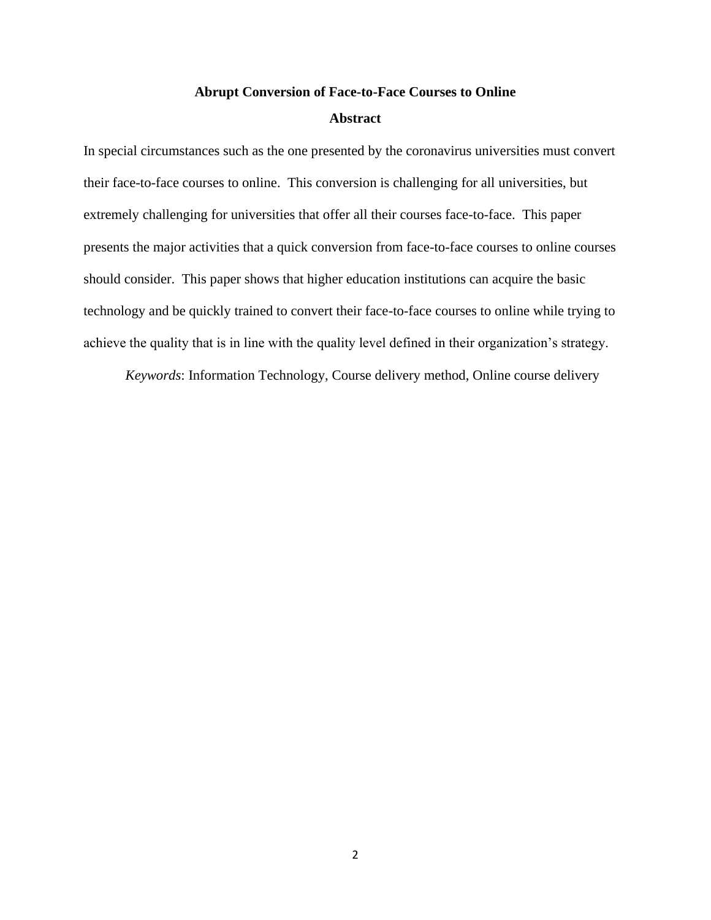# Abrupt Conversion of Face-to-Face Courses to Online

## Abstract

In special circumstances such as the one presented by the coronavirus universities must convert their face-to-face courses to online. This conversion is challenging for all universities, but extremely challenging for universities that offer all their courses face-to-face. This paper presents the major activities that a quick conversion from face-to-face courses to online courses should consider. This paper shows that higher education institutions can acquire the basic technology and be quickly trained to convert their face-to-face courses to online while trying to achieve the quality that is in line with the quality level defined in their organization's strategy.

*Keywords*: Information Technology, Course delivery method, Online course delivery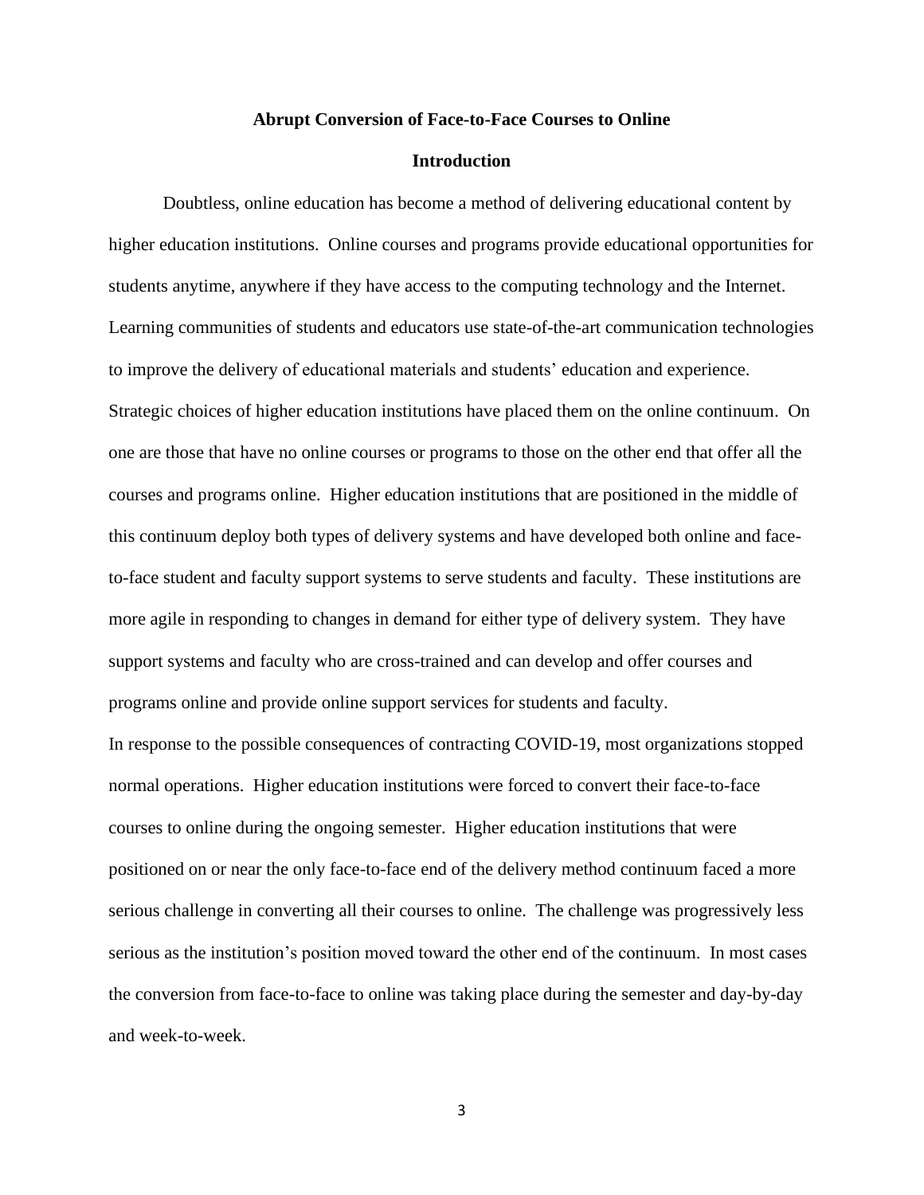**Abrupt Conversion of Face-to-Face Courses to Online**

**Introduction**

Doubtless, online education has become a method of delivering educational content by higher education institutions. Online courses and programs provide educational opportunities for students anytime, anywhere if they have access to the computing technology and the Internet. Learning communities of students and educators use state-of-the-art communication technologies to improve the delivery of educational materials and students' education and experience. Strategic choices of higher education institutions have placed them on the online continuum. On one are those that have no online courses or programs to those on the other end that offer all the courses and programs online. Higher education institutions that are positioned in the middle of this continuum deploy both types of delivery systems and have developed both online and face-to-face student and faculty support systems to serve students and faculty. These institutions are more agile in responding to changes in demand for either type of delivery system. They have support systems and faculty who are cross-trained and can develop and offer courses and programs online and provide online support services for students and faculty.

In response to the possible consequences of contracting COVID-19, most organizations stopped normal operations. Higher education institutions were forced to convert their face-to-face courses to online during the ongoing semester. Higher education institutions that were positioned on or near the only face-to-face end of the delivery method continuum faced a more serious challenge in converting all their courses to online. The challenge was progressively less serious as the institution's position moved toward the other end of the continuum. In most cases the conversion from face-to-face to online was taking place during the semester and day-by-day and week-to-week.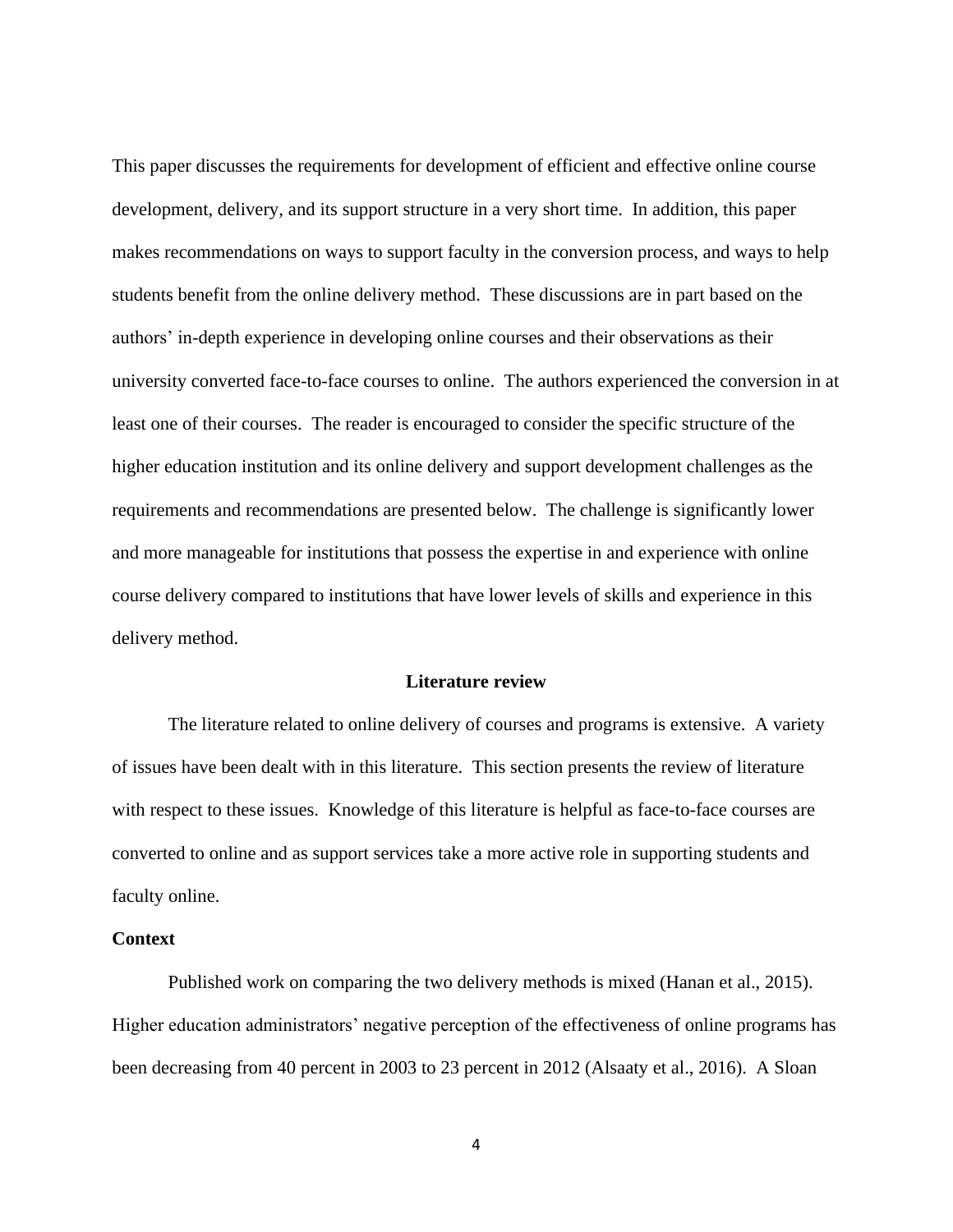This paper discusses the requirements for development of efficient and effective online course development, delivery, and its support structure in a very short time. In addition, this paper makes recommendations on ways to support faculty in the conversion process, and ways to help students benefit from the online delivery method. These discussions are in part based on the authors' in-depth experience in developing online courses and their observations as their university converted face-to-face courses to online. The authors experienced the conversion in at least one of their courses. The reader is encouraged to consider the specific structure of the higher education institution and its online delivery and support development challenges as the requirements and recommendations are presented below. The challenge is significantly lower and more manageable for institutions that possess the expertise in and experience with online course delivery compared to institutions that have lower levels of skills and experience in this delivery method.

## Literature review

The literature related to online delivery of courses and programs is extensive. A variety of issues have been dealt with in this literature. This section presents the review of literature with respect to these issues. Knowledge of this literature is helpful as face-to-face courses are converted to online and as support services take a more active role in supporting students and faculty online.

### Context

Published work on comparing the two delivery methods is mixed (Hanan et al., 2015). Higher education administrators' negative perception of the effectiveness of online programs has been decreasing from 40 percent in 2003 to 23 percent in 2012 (Alsaaty et al., 2016). A Sloan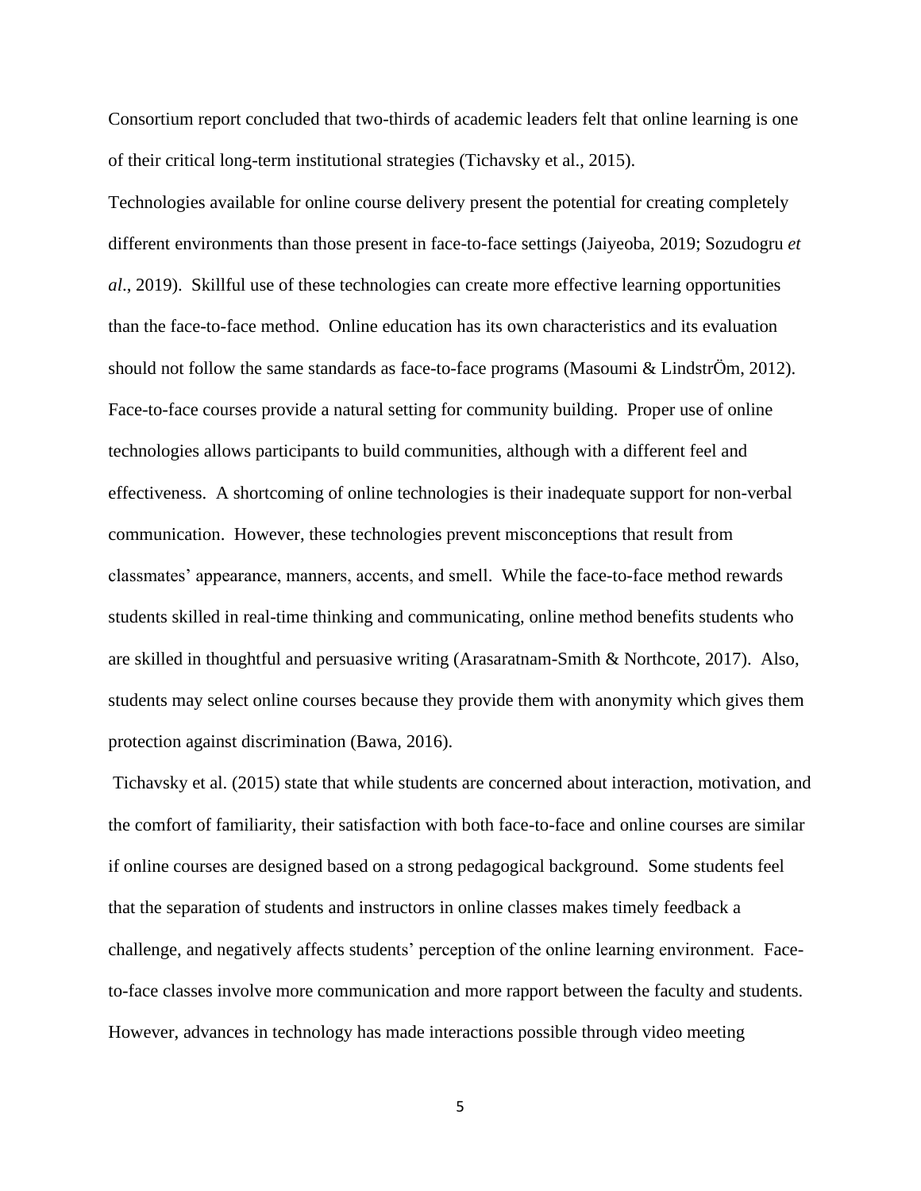Consortium report concluded that two-thirds of academic leaders felt that online learning is one of their critical long-term institutional strategies (Tichavsky et al., 2015).

Technologies available for online course delivery present the potential for creating completely different environments than those present in face-to-face settings (Jaiyeoba, 2019; Sozudogru *et al*., 2019). Skillful use of these technologies can create more effective learning opportunities than the face-to-face method. Online education has its own characteristics and its evaluation should not follow the same standards as face-to-face programs (Masoumi & LindstrÖm, 2012). Face-to-face courses provide a natural setting for community building. Proper use of online technologies allows participants to build communities, although with a different feel and effectiveness. A shortcoming of online technologies is their inadequate support for non-verbal communication. However, these technologies prevent misconceptions that result from classmates' appearance, manners, accents, and smell. While the face-to-face method rewards students skilled in real-time thinking and communicating, online method benefits students who are skilled in thoughtful and persuasive writing (Arasaratnam-Smith & Northcote, 2017). Also, students may select online courses because they provide them with anonymity which gives them protection against discrimination (Bawa, 2016).

Tichavsky et al. (2015) state that while students are concerned about interaction, motivation, and the comfort of familiarity, their satisfaction with both face-to-face and online courses are similar if online courses are designed based on a strong pedagogical background. Some students feel that the separation of students and instructors in online classes makes timely feedback a challenge, and negatively affects students' perception of the online learning environment. Face-to-face classes involve more communication and more rapport between the faculty and students. However, advances in technology has made interactions possible through video meeting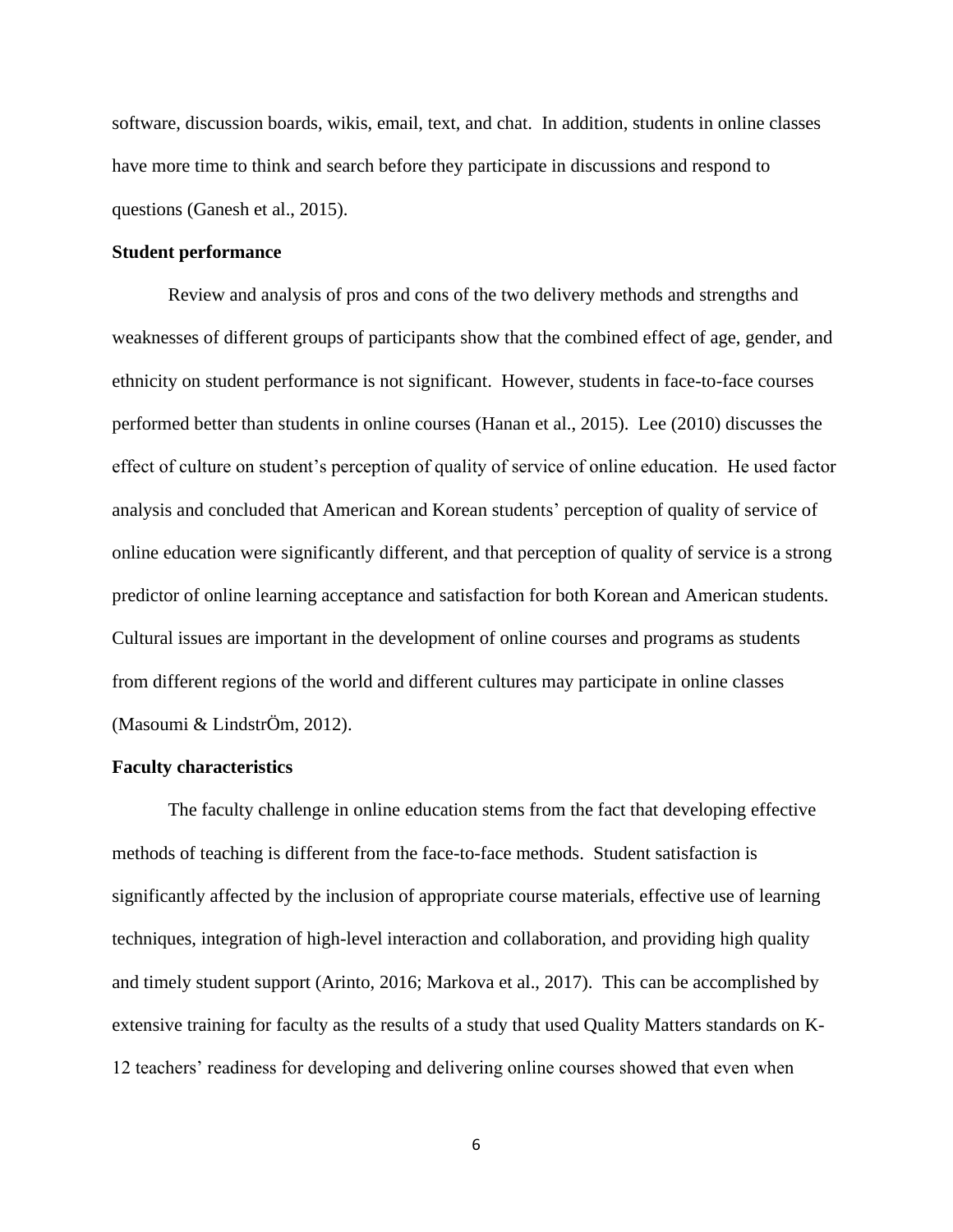software, discussion boards, wikis, email, text, and chat. In addition, students in online classes have more time to think and search before they participate in discussions and respond to questions (Ganesh et al., 2015).

**Student performance**

Review and analysis of pros and cons of the two delivery methods and strengths and weaknesses of different groups of participants show that the combined effect of age, gender, and ethnicity on student performance is not significant. However, students in face-to-face courses performed better than students in online courses (Hanan et al., 2015). Lee (2010) discusses the effect of culture on student's perception of quality of service of online education. He used factor analysis and concluded that American and Korean students' perception of quality of service of online education were significantly different, and that perception of quality of service is a strong predictor of online learning acceptance and satisfaction for both Korean and American students. Cultural issues are important in the development of online courses and programs as students from different regions of the world and different cultures may participate in online classes (Masoumi & LindstrÖm, 2012).

**Faculty characteristics**

The faculty challenge in online education stems from the fact that developing effective methods of teaching is different from the face-to-face methods. Student satisfaction is significantly affected by the inclusion of appropriate course materials, effective use of learning techniques, integration of high-level interaction and collaboration, and providing high quality and timely student support (Arinto, 2016; Markova et al., 2017). This can be accomplished by extensive training for faculty as the results of a study that used Quality Matters standards on K-12 teachers' readiness for developing and delivering online courses showed that even when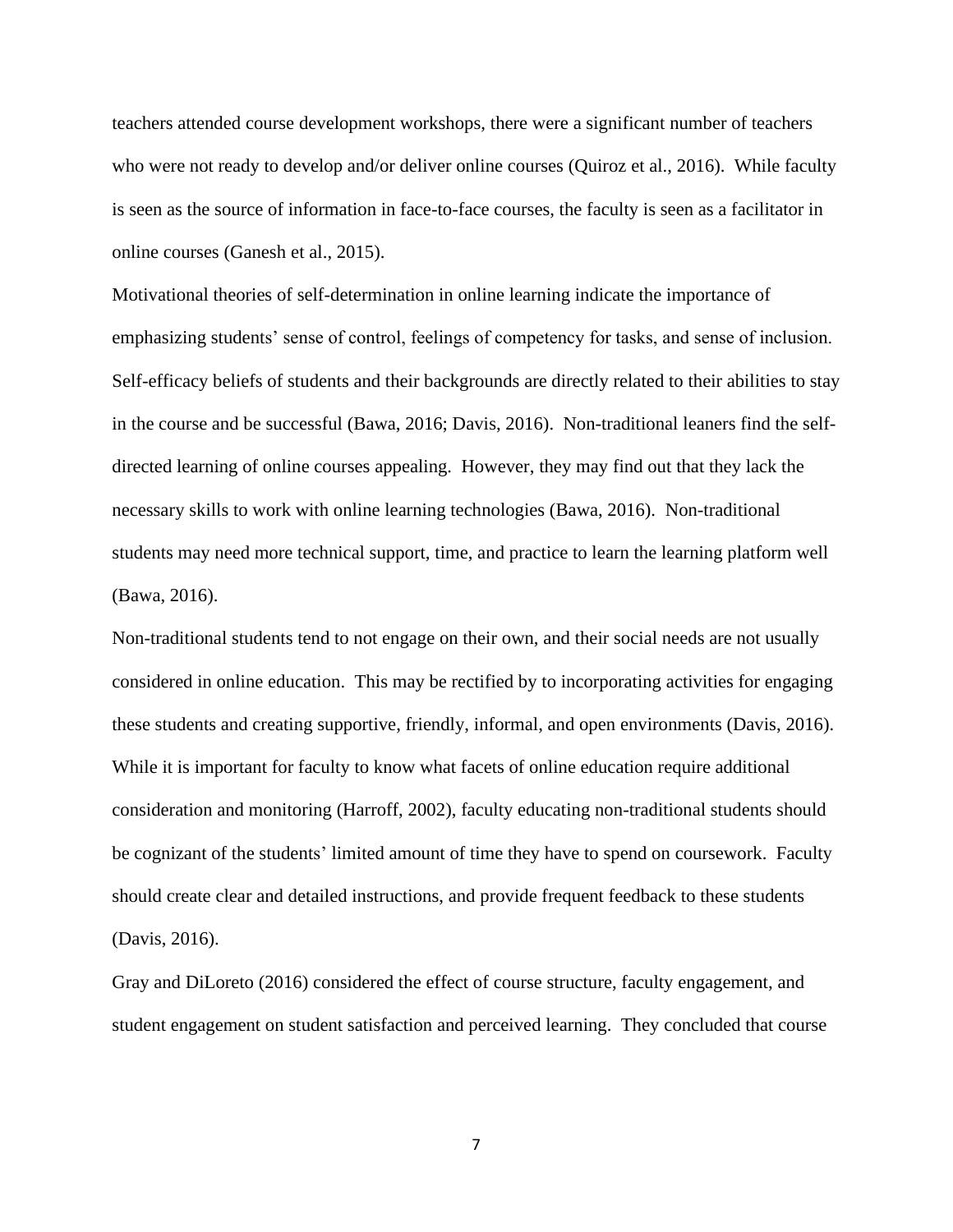teachers attended course development workshops, there were a significant number of teachers who were not ready to develop and/or deliver online courses (Quiroz et al., 2016). While faculty is seen as the source of information in face-to-face courses, the faculty is seen as a facilitator in online courses (Ganesh et al., 2015).

Motivational theories of self-determination in online learning indicate the importance of emphasizing students' sense of control, feelings of competency for tasks, and sense of inclusion. Self-efficacy beliefs of students and their backgrounds are directly related to their abilities to stay in the course and be successful (Bawa, 2016; Davis, 2016). Non-traditional leaners find the self-directed learning of online courses appealing. However, they may find out that they lack the necessary skills to work with online learning technologies (Bawa, 2016). Non-traditional students may need more technical support, time, and practice to learn the learning platform well (Bawa, 2016).

Non-traditional students tend to not engage on their own, and their social needs are not usually considered in online education. This may be rectified by to incorporating activities for engaging these students and creating supportive, friendly, informal, and open environments (Davis, 2016). While it is important for faculty to know what facets of online education require additional consideration and monitoring (Harroff, 2002), faculty educating non-traditional students should be cognizant of the students' limited amount of time they have to spend on coursework. Faculty should create clear and detailed instructions, and provide frequent feedback to these students (Davis, 2016).

Gray and DiLoreto (2016) considered the effect of course structure, faculty engagement, and student engagement on student satisfaction and perceived learning. They concluded that course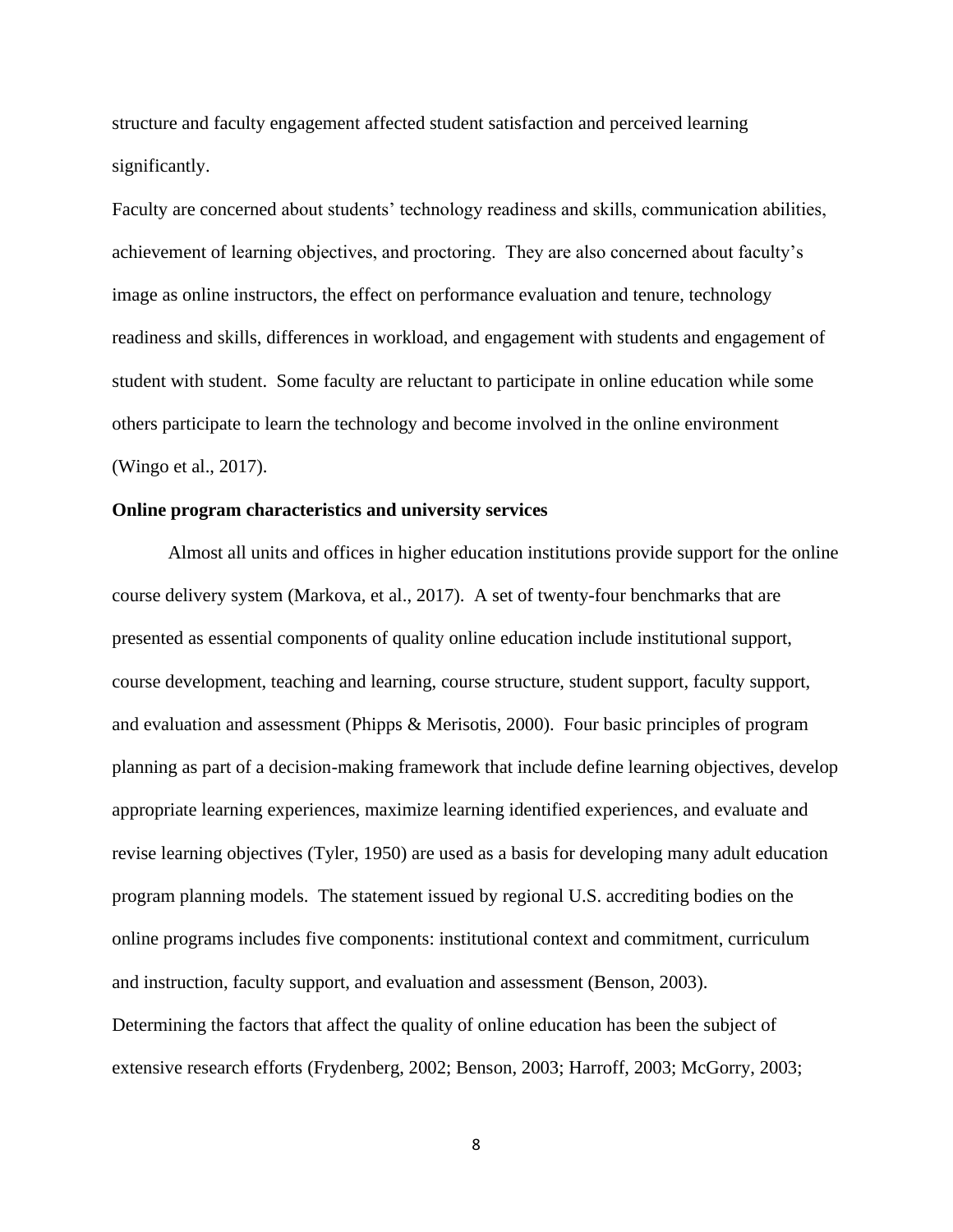structure and faculty engagement affected student satisfaction and perceived learning significantly.

Faculty are concerned about students' technology readiness and skills, communication abilities, achievement of learning objectives, and proctoring. They are also concerned about faculty's image as online instructors, the effect on performance evaluation and tenure, technology readiness and skills, differences in workload, and engagement with students and engagement of student with student. Some faculty are reluctant to participate in online education while some others participate to learn the technology and become involved in the online environment (Wingo et al., 2017).

**Online program characteristics and university services**

Almost all units and offices in higher education institutions provide support for the online course delivery system (Markova, et al., 2017). A set of twenty-four benchmarks that are presented as essential components of quality online education include institutional support, course development, teaching and learning, course structure, student support, faculty support, and evaluation and assessment (Phipps & Merisotis, 2000). Four basic principles of program planning as part of a decision-making framework that include define learning objectives, develop appropriate learning experiences, maximize learning identified experiences, and evaluate and revise learning objectives (Tyler, 1950) are used as a basis for developing many adult education program planning models. The statement issued by regional U.S. accrediting bodies on the online programs includes five components: institutional context and commitment, curriculum and instruction, faculty support, and evaluation and assessment (Benson, 2003).

Determining the factors that affect the quality of online education has been the subject of extensive research efforts (Frydenberg, 2002; Benson, 2003; Harroff, 2003; McGorry, 2003;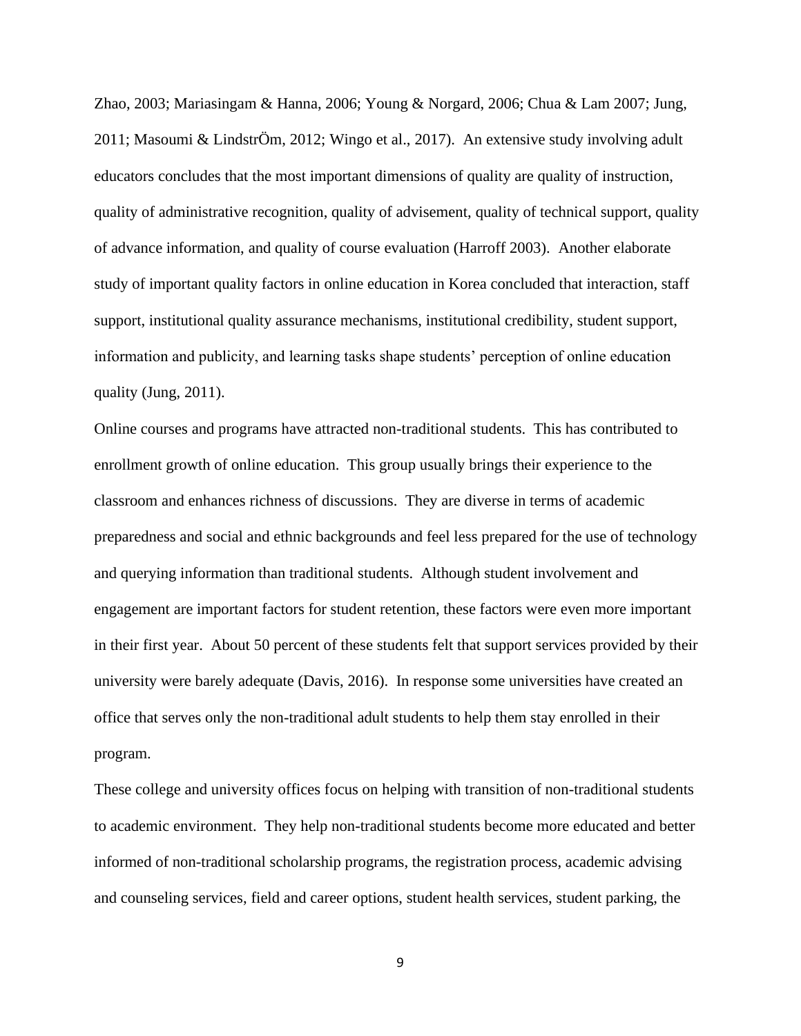Zhao, 2003; Mariasingam & Hanna, 2006; Young & Norgard, 2006; Chua & Lam 2007; Jung, 2011; Masoumi & LindstrÖm, 2012; Wingo et al., 2017). An extensive study involving adult educators concludes that the most important dimensions of quality are quality of instruction, quality of administrative recognition, quality of advisement, quality of technical support, quality of advance information, and quality of course evaluation (Harroff 2003). Another elaborate study of important quality factors in online education in Korea concluded that interaction, staff support, institutional quality assurance mechanisms, institutional credibility, student support, information and publicity, and learning tasks shape students' perception of online education quality (Jung, 2011).

Online courses and programs have attracted non-traditional students. This has contributed to enrollment growth of online education. This group usually brings their experience to the classroom and enhances richness of discussions. They are diverse in terms of academic preparedness and social and ethnic backgrounds and feel less prepared for the use of technology and querying information than traditional students. Although student involvement and engagement are important factors for student retention, these factors were even more important in their first year. About 50 percent of these students felt that support services provided by their university were barely adequate (Davis, 2016). In response some universities have created an office that serves only the non-traditional adult students to help them stay enrolled in their program.

These college and university offices focus on helping with transition of non-traditional students to academic environment. They help non-traditional students become more educated and better informed of non-traditional scholarship programs, the registration process, academic advising and counseling services, field and career options, student health services, student parking, the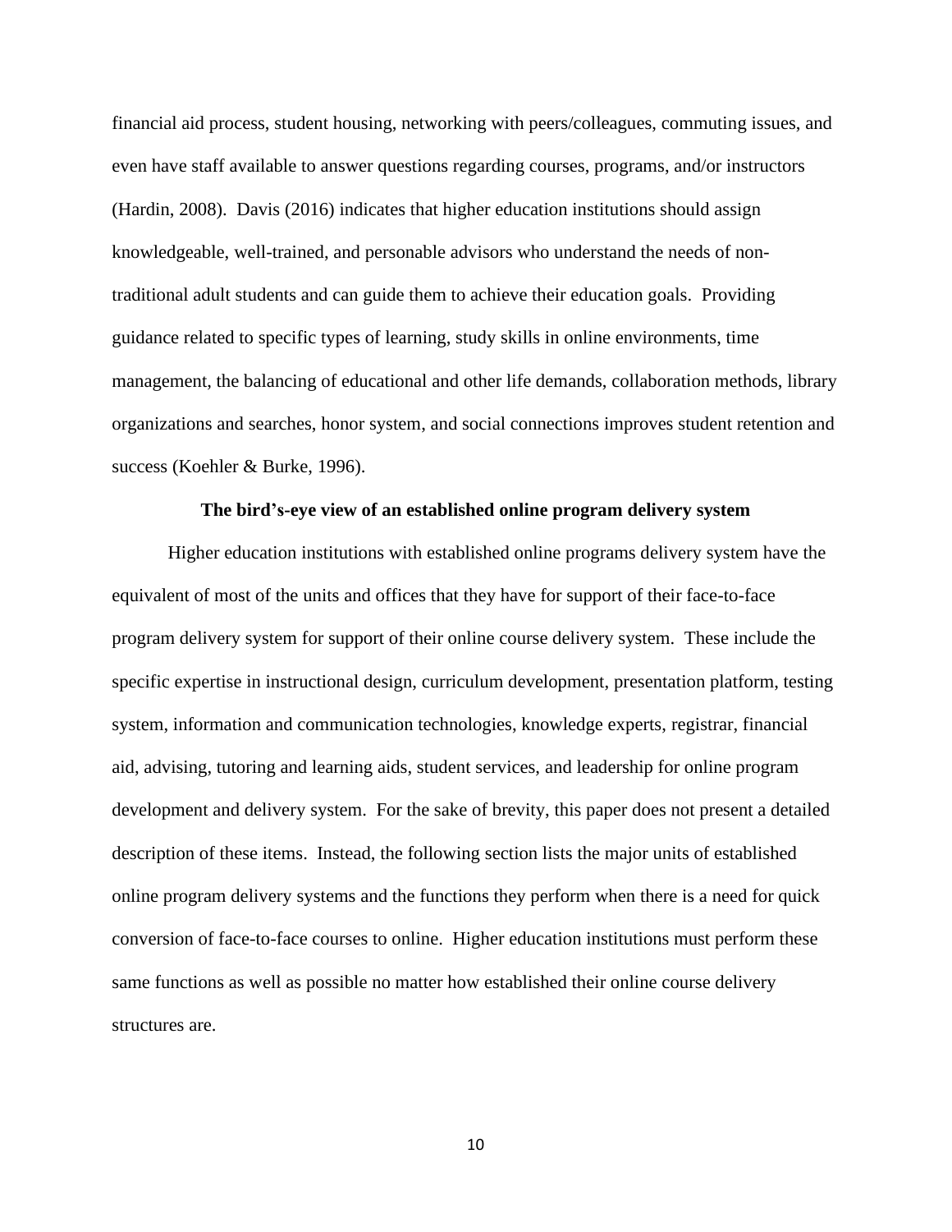financial aid process, student housing, networking with peers/colleagues, commuting issues, and even have staff available to answer questions regarding courses, programs, and/or instructors (Hardin, 2008). Davis (2016) indicates that higher education institutions should assign knowledgeable, well-trained, and personable advisors who understand the needs of non-traditional adult students and can guide them to achieve their education goals. Providing guidance related to specific types of learning, study skills in online environments, time management, the balancing of educational and other life demands, collaboration methods, library organizations and searches, honor system, and social connections improves student retention and success (Koehler & Burke, 1996).

## The bird's-eye view of an established online program delivery system

Higher education institutions with established online programs delivery system have the equivalent of most of the units and offices that they have for support of their face-to-face program delivery system for support of their online course delivery system. These include the specific expertise in instructional design, curriculum development, presentation platform, testing system, information and communication technologies, knowledge experts, registrar, financial aid, advising, tutoring and learning aids, student services, and leadership for online program development and delivery system. For the sake of brevity, this paper does not present a detailed description of these items. Instead, the following section lists the major units of established online program delivery systems and the functions they perform when there is a need for quick conversion of face-to-face courses to online. Higher education institutions must perform these same functions as well as possible no matter how established their online course delivery structures are.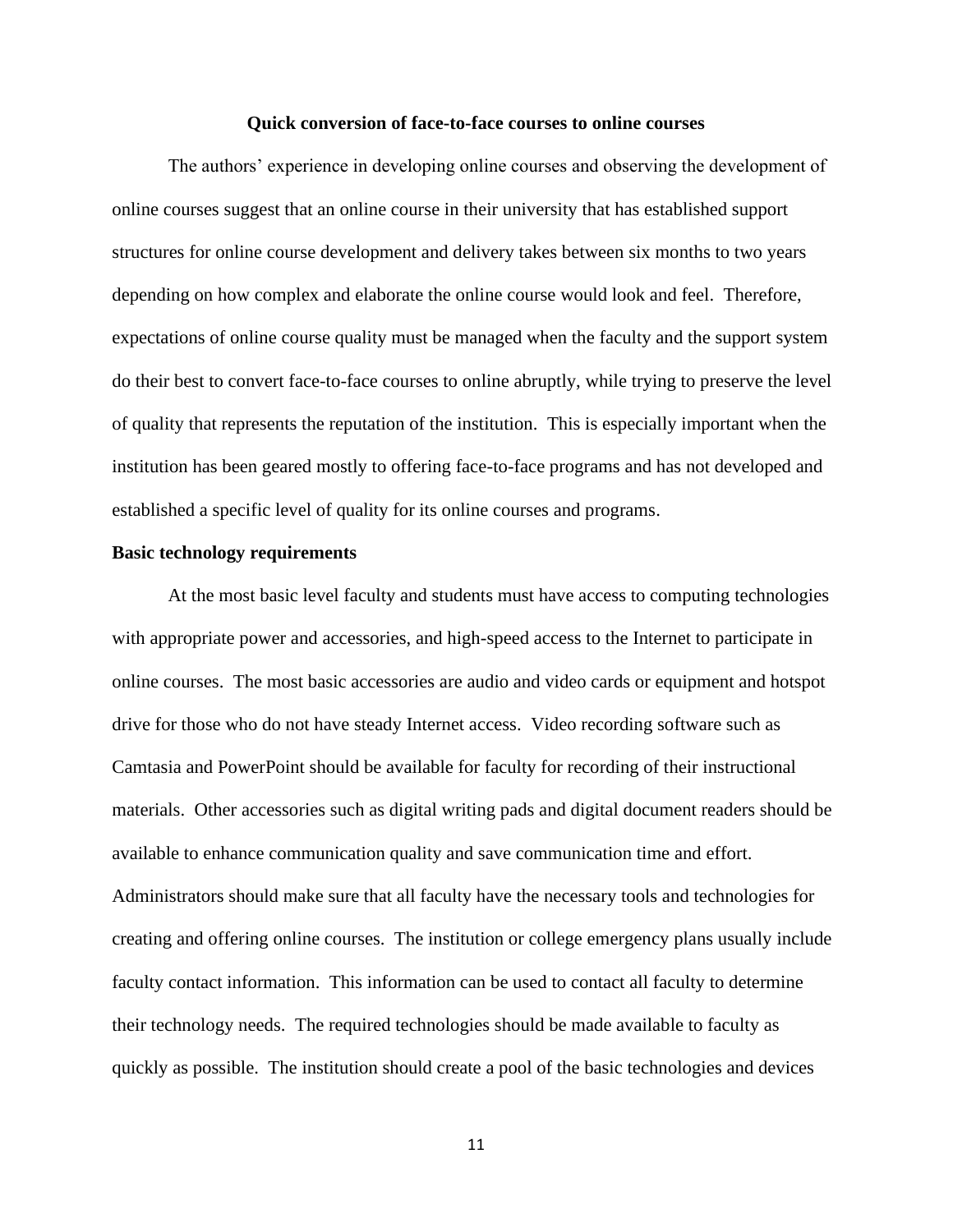## Quick conversion of face-to-face courses to online courses

The authors' experience in developing online courses and observing the development of online courses suggest that an online course in their university that has established support structures for online course development and delivery takes between six months to two years depending on how complex and elaborate the online course would look and feel. Therefore, expectations of online course quality must be managed when the faculty and the support system do their best to convert face-to-face courses to online abruptly, while trying to preserve the level of quality that represents the reputation of the institution. This is especially important when the institution has been geared mostly to offering face-to-face programs and has not developed and established a specific level of quality for its online courses and programs.

### Basic technology requirements

At the most basic level faculty and students must have access to computing technologies with appropriate power and accessories, and high-speed access to the Internet to participate in online courses. The most basic accessories are audio and video cards or equipment and hotspot drive for those who do not have steady Internet access. Video recording software such as Camtasia and PowerPoint should be available for faculty for recording of their instructional materials. Other accessories such as digital writing pads and digital document readers should be available to enhance communication quality and save communication time and effort. Administrators should make sure that all faculty have the necessary tools and technologies for creating and offering online courses. The institution or college emergency plans usually include faculty contact information. This information can be used to contact all faculty to determine their technology needs. The required technologies should be made available to faculty as quickly as possible. The institution should create a pool of the basic technologies and devices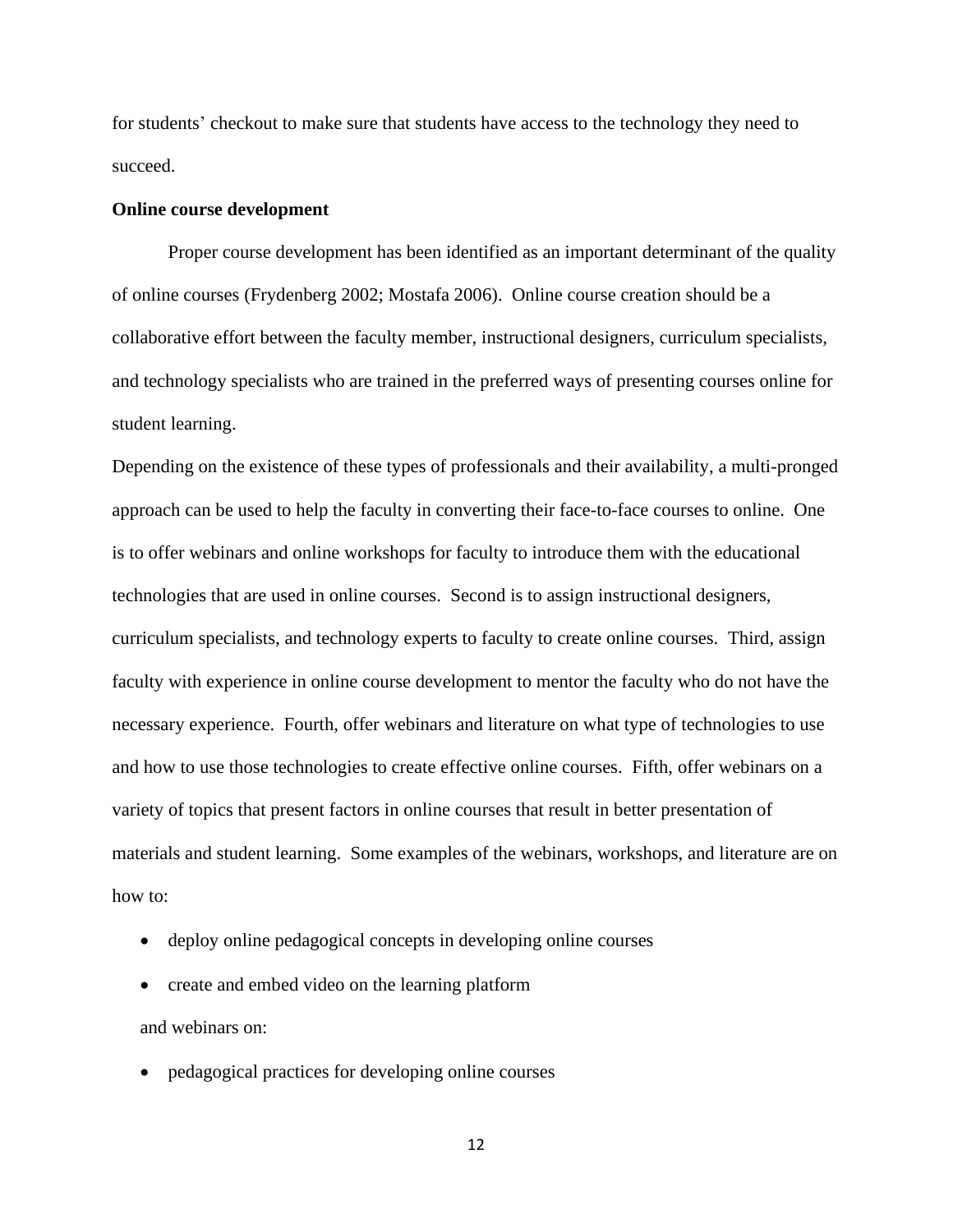for students' checkout to make sure that students have access to the technology they need to succeed.

**Online course development**

Proper course development has been identified as an important determinant of the quality of online courses (Frydenberg 2002; Mostafa 2006). Online course creation should be a collaborative effort between the faculty member, instructional designers, curriculum specialists, and technology specialists who are trained in the preferred ways of presenting courses online for student learning.

Depending on the existence of these types of professionals and their availability, a multi-pronged approach can be used to help the faculty in converting their face-to-face courses to online. One is to offer webinars and online workshops for faculty to introduce them with the educational technologies that are used in online courses. Second is to assign instructional designers, curriculum specialists, and technology experts to faculty to create online courses. Third, assign faculty with experience in online course development to mentor the faculty who do not have the necessary experience. Fourth, offer webinars and literature on what type of technologies to use and how to use those technologies to create effective online courses. Fifth, offer webinars on a variety of topics that present factors in online courses that result in better presentation of materials and student learning. Some examples of the webinars, workshops, and literature are on how to:

- deploy online pedagogical concepts in developing online courses
- create and embed video on the learning platform

and webinars on:

- pedagogical practices for developing online courses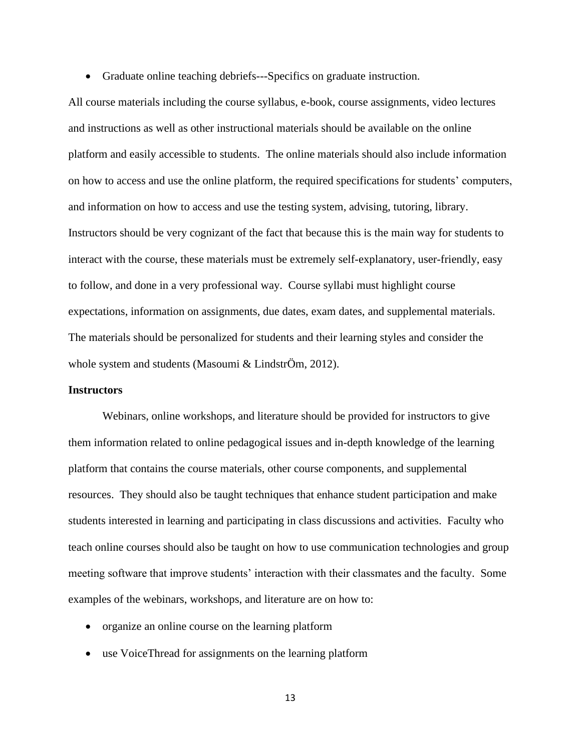- Graduate online teaching debriefs---Specifics on graduate instruction.

All course materials including the course syllabus, e-book, course assignments, video lectures and instructions as well as other instructional materials should be available on the online platform and easily accessible to students. The online materials should also include information on how to access and use the online platform, the required specifications for students' computers, and information on how to access and use the testing system, advising, tutoring, library. Instructors should be very cognizant of the fact that because this is the main way for students to interact with the course, these materials must be extremely self-explanatory, user-friendly, easy to follow, and done in a very professional way. Course syllabi must highlight course expectations, information on assignments, due dates, exam dates, and supplemental materials. The materials should be personalized for students and their learning styles and consider the whole system and students (Masoumi & LindstrÖm, 2012).

**Instructors**

Webinars, online workshops, and literature should be provided for instructors to give them information related to online pedagogical issues and in-depth knowledge of the learning platform that contains the course materials, other course components, and supplemental resources. They should also be taught techniques that enhance student participation and make students interested in learning and participating in class discussions and activities. Faculty who teach online courses should also be taught on how to use communication technologies and group meeting software that improve students' interaction with their classmates and the faculty. Some examples of the webinars, workshops, and literature are on how to:

- organize an online course on the learning platform
- use VoiceThread for assignments on the learning platform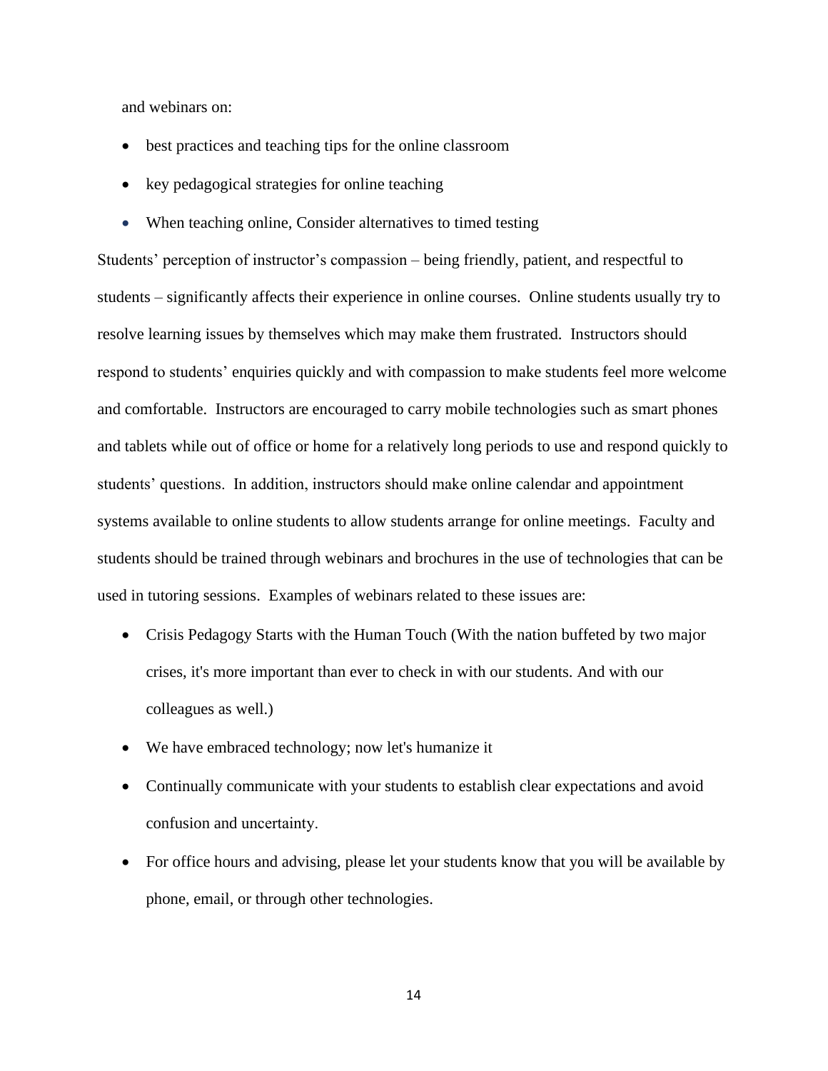and webinars on:

- best practices and teaching tips for the online classroom
- key pedagogical strategies for online teaching
- When teaching online, Consider alternatives to timed testing

Students' perception of instructor's compassion – being friendly, patient, and respectful to students – significantly affects their experience in online courses. Online students usually try to resolve learning issues by themselves which may make them frustrated. Instructors should respond to students' enquiries quickly and with compassion to make students feel more welcome and comfortable. Instructors are encouraged to carry mobile technologies such as smart phones and tablets while out of office or home for a relatively long periods to use and respond quickly to students' questions. In addition, instructors should make online calendar and appointment systems available to online students to allow students arrange for online meetings. Faculty and students should be trained through webinars and brochures in the use of technologies that can be used in tutoring sessions. Examples of webinars related to these issues are:

- Crisis Pedagogy Starts with the Human Touch (With the nation buffeted by two major crises, it's more important than ever to check in with our students. And with our colleagues as well.)
- We have embraced technology; now let's humanize it
- Continually communicate with your students to establish clear expectations and avoid confusion and uncertainty.
- For office hours and advising, please let your students know that you will be available by phone, email, or through other technologies.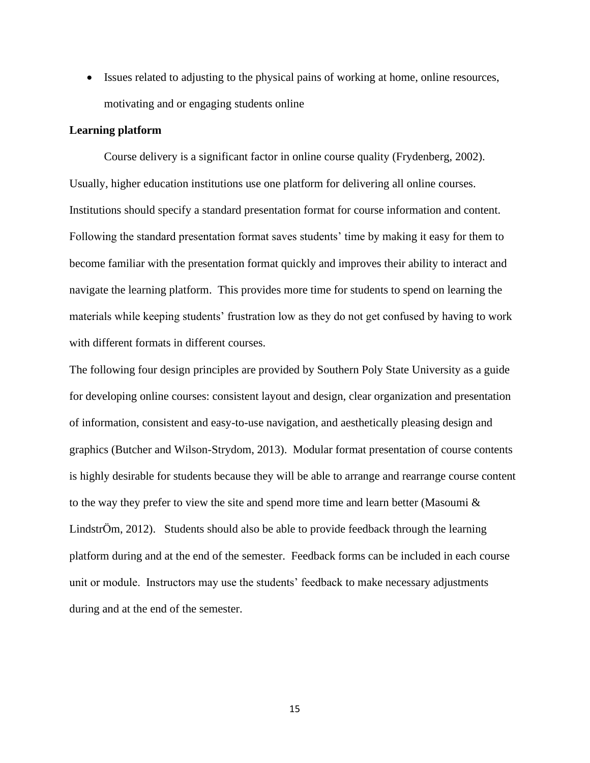- Issues related to adjusting to the physical pains of working at home, online resources, motivating and or engaging students online

**Learning platform**

Course delivery is a significant factor in online course quality (Frydenberg, 2002). Usually, higher education institutions use one platform for delivering all online courses. Institutions should specify a standard presentation format for course information and content. Following the standard presentation format saves students' time by making it easy for them to become familiar with the presentation format quickly and improves their ability to interact and navigate the learning platform. This provides more time for students to spend on learning the materials while keeping students' frustration low as they do not get confused by having to work with different formats in different courses.

The following four design principles are provided by Southern Poly State University as a guide for developing online courses: consistent layout and design, clear organization and presentation of information, consistent and easy-to-use navigation, and aesthetically pleasing design and graphics (Butcher and Wilson-Strydom, 2013). Modular format presentation of course contents is highly desirable for students because they will be able to arrange and rearrange course content to the way they prefer to view the site and spend more time and learn better (Masoumi & LindstrÖm, 2012). Students should also be able to provide feedback through the learning platform during and at the end of the semester. Feedback forms can be included in each course unit or module. Instructors may use the students' feedback to make necessary adjustments during and at the end of the semester.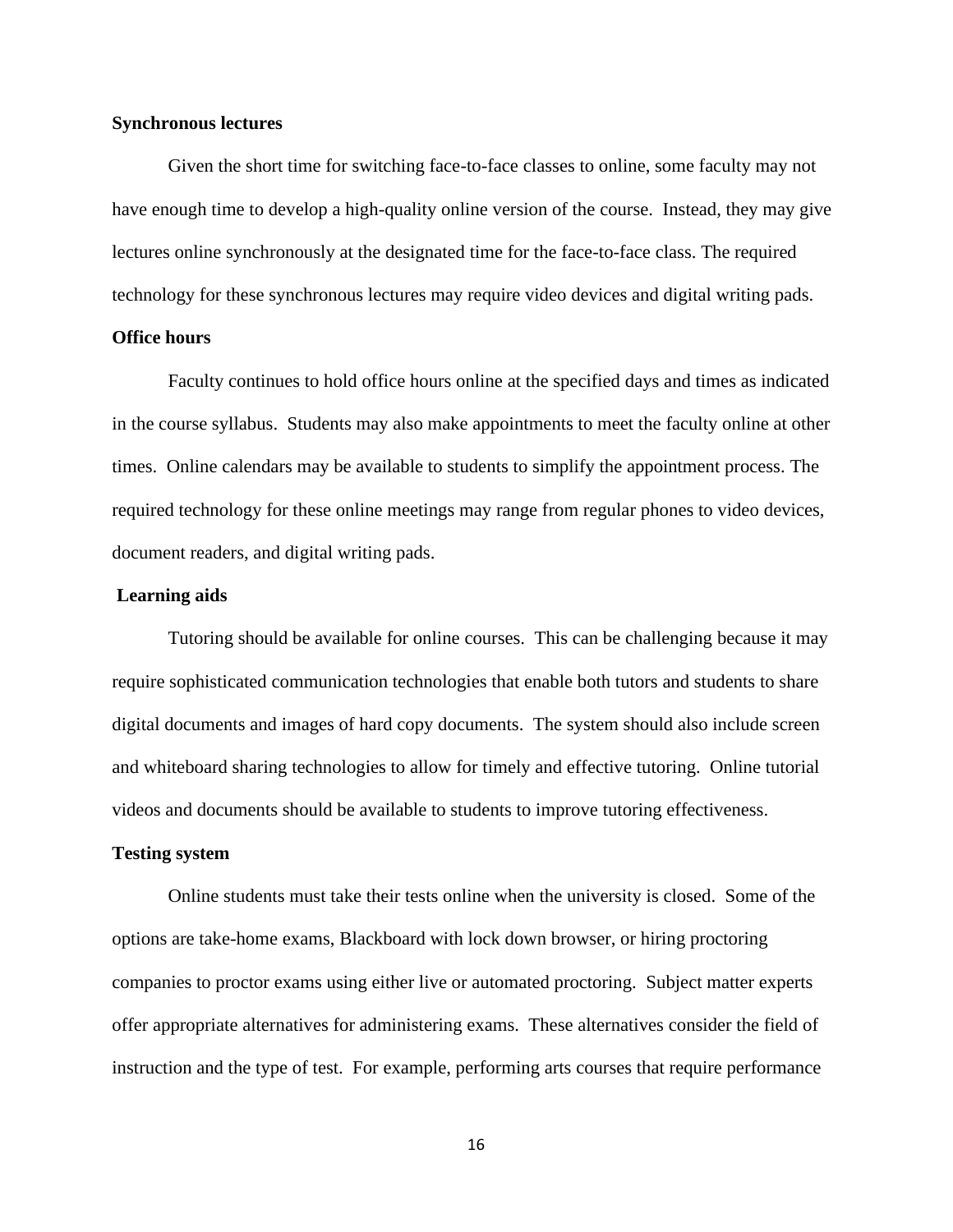**Synchronous lectures**

Given the short time for switching face-to-face classes to online, some faculty may not have enough time to develop a high-quality online version of the course. Instead, they may give lectures online synchronously at the designated time for the face-to-face class. The required technology for these synchronous lectures may require video devices and digital writing pads.

**Office hours**

Faculty continues to hold office hours online at the specified days and times as indicated in the course syllabus. Students may also make appointments to meet the faculty online at other times. Online calendars may be available to students to simplify the appointment process. The required technology for these online meetings may range from regular phones to video devices, document readers, and digital writing pads.

**Learning aids**

Tutoring should be available for online courses. This can be challenging because it may require sophisticated communication technologies that enable both tutors and students to share digital documents and images of hard copy documents. The system should also include screen and whiteboard sharing technologies to allow for timely and effective tutoring. Online tutorial videos and documents should be available to students to improve tutoring effectiveness.

**Testing system**

Online students must take their tests online when the university is closed. Some of the options are take-home exams, Blackboard with lock down browser, or hiring proctoring companies to proctor exams using either live or automated proctoring. Subject matter experts offer appropriate alternatives for administering exams. These alternatives consider the field of instruction and the type of test. For example, performing arts courses that require performance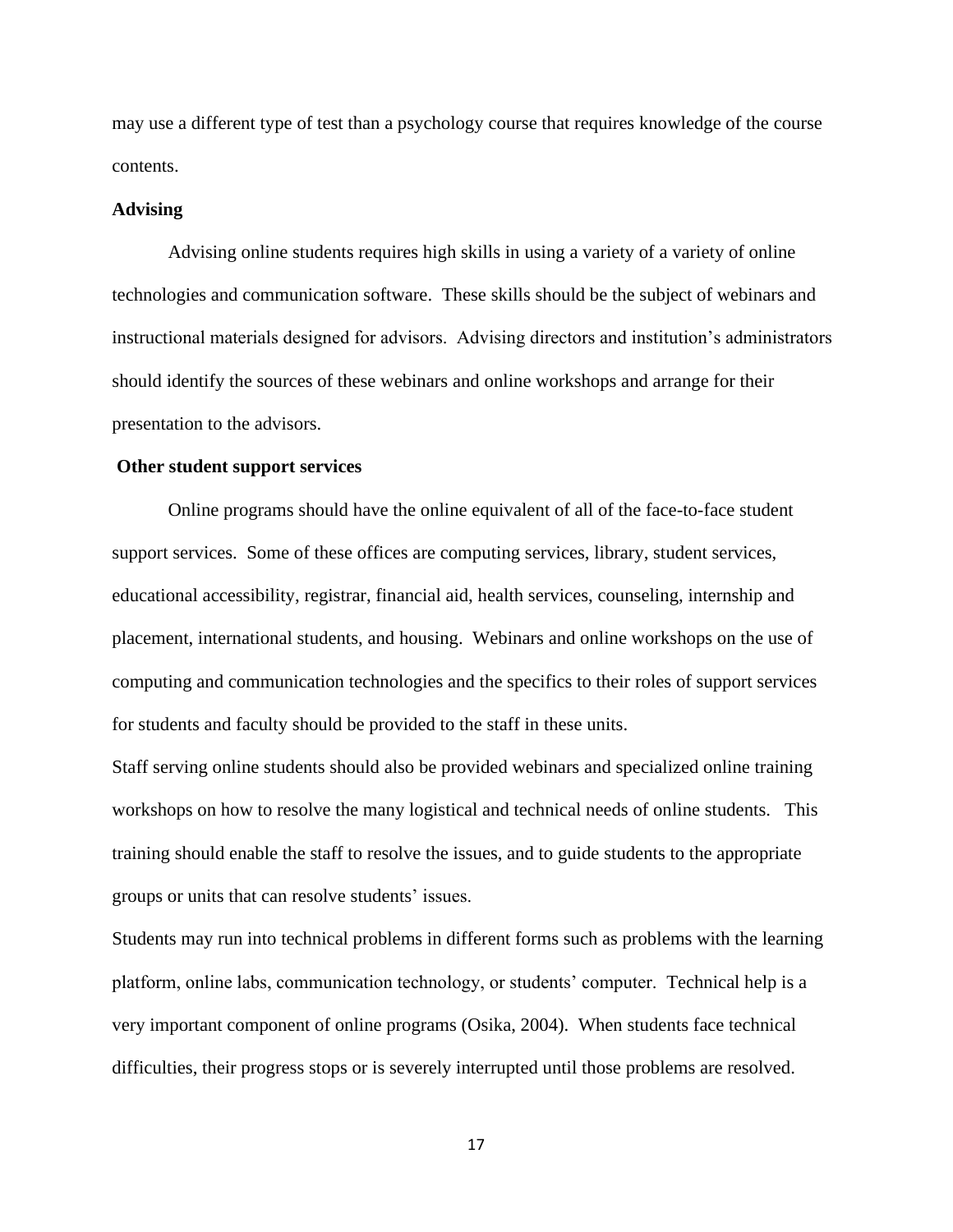may use a different type of test than a psychology course that requires knowledge of the course contents.

**Advising**

Advising online students requires high skills in using a variety of a variety of online technologies and communication software. These skills should be the subject of webinars and instructional materials designed for advisors. Advising directors and institution's administrators should identify the sources of these webinars and online workshops and arrange for their presentation to the advisors.

**Other student support services**

Online programs should have the online equivalent of all of the face-to-face student support services. Some of these offices are computing services, library, student services, educational accessibility, registrar, financial aid, health services, counseling, internship and placement, international students, and housing. Webinars and online workshops on the use of computing and communication technologies and the specifics to their roles of support services for students and faculty should be provided to the staff in these units.

Staff serving online students should also be provided webinars and specialized online training workshops on how to resolve the many logistical and technical needs of online students. This training should enable the staff to resolve the issues, and to guide students to the appropriate groups or units that can resolve students' issues.

Students may run into technical problems in different forms such as problems with the learning platform, online labs, communication technology, or students' computer. Technical help is a very important component of online programs (Osika, 2004). When students face technical difficulties, their progress stops or is severely interrupted until those problems are resolved.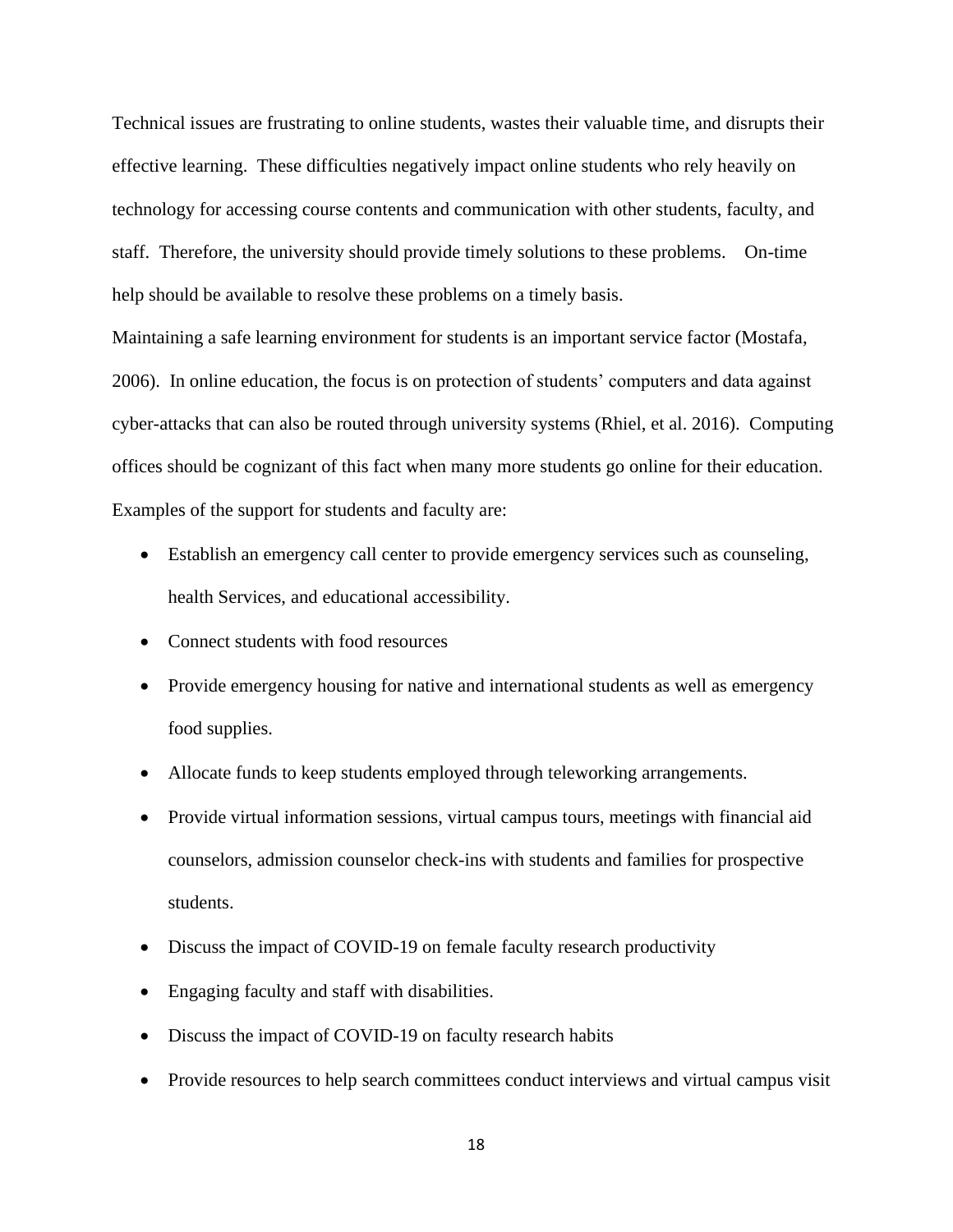Technical issues are frustrating to online students, wastes their valuable time, and disrupts their effective learning. These difficulties negatively impact online students who rely heavily on technology for accessing course contents and communication with other students, faculty, and staff. Therefore, the university should provide timely solutions to these problems. On-time help should be available to resolve these problems on a timely basis.

Maintaining a safe learning environment for students is an important service factor (Mostafa, 2006). In online education, the focus is on protection of students' computers and data against cyber-attacks that can also be routed through university systems (Rhiel, et al. 2016). Computing offices should be cognizant of this fact when many more students go online for their education. Examples of the support for students and faculty are:

- Establish an emergency call center to provide emergency services such as counseling, health Services, and educational accessibility.
- Connect students with food resources
- Provide emergency housing for native and international students as well as emergency food supplies.
- Allocate funds to keep students employed through teleworking arrangements.
- Provide virtual information sessions, virtual campus tours, meetings with financial aid counselors, admission counselor check-ins with students and families for prospective students.
- Discuss the impact of COVID-19 on female faculty research productivity
- Engaging faculty and staff with disabilities.
- Discuss the impact of COVID-19 on faculty research habits
- Provide resources to help search committees conduct interviews and virtual campus visit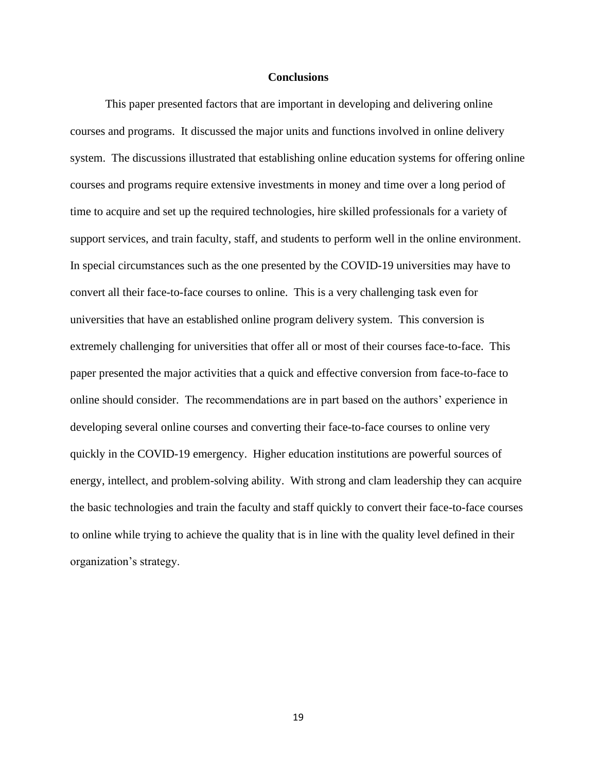## Conclusions

This paper presented factors that are important in developing and delivering online courses and programs. It discussed the major units and functions involved in online delivery system. The discussions illustrated that establishing online education systems for offering online courses and programs require extensive investments in money and time over a long period of time to acquire and set up the required technologies, hire skilled professionals for a variety of support services, and train faculty, staff, and students to perform well in the online environment. In special circumstances such as the one presented by the COVID-19 universities may have to convert all their face-to-face courses to online. This is a very challenging task even for universities that have an established online program delivery system. This conversion is extremely challenging for universities that offer all or most of their courses face-to-face. This paper presented the major activities that a quick and effective conversion from face-to-face to online should consider. The recommendations are in part based on the authors' experience in developing several online courses and converting their face-to-face courses to online very quickly in the COVID-19 emergency. Higher education institutions are powerful sources of energy, intellect, and problem-solving ability. With strong and clam leadership they can acquire the basic technologies and train the faculty and staff quickly to convert their face-to-face courses to online while trying to achieve the quality that is in line with the quality level defined in their organization's strategy.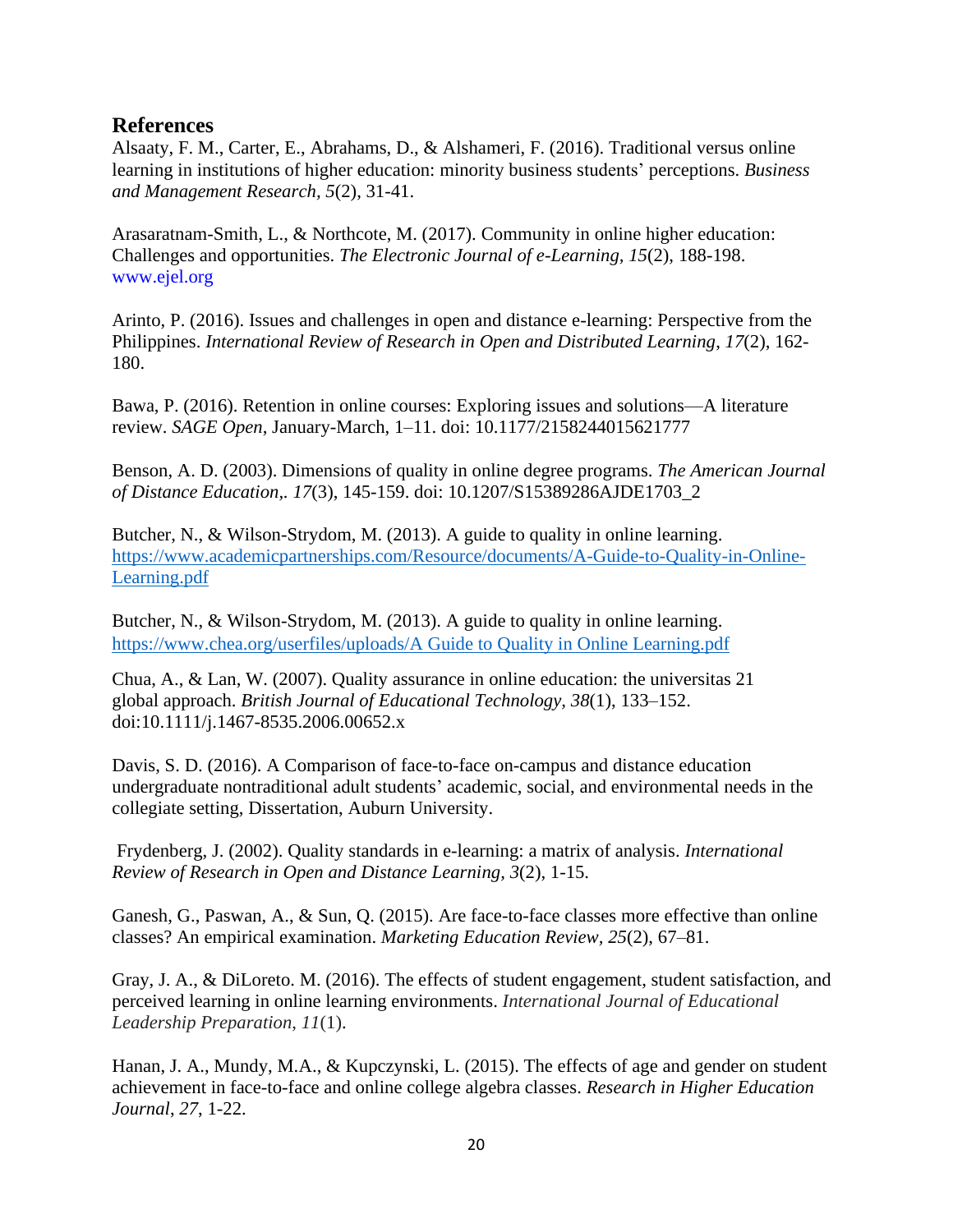## References

Alsaaty, F. M., Carter, E., Abrahams, D., & Alshameri, F. (2016). Traditional versus online learning in institutions of higher education: minority business students' perceptions. *Business and Management Research, 5*(2), 31-41.

Arasaratnam-Smith, L., & Northcote, M. (2017). Community in online higher education: Challenges and opportunities. *The Electronic Journal of e-Learning, 15*(2), 188-198. www.ejel.org

Arinto, P. (2016). Issues and challenges in open and distance e-learning: Perspective from the Philippines. *International Review of Research in Open and Distributed Learning*, *17*(2), 162-180.

Bawa, P. (2016). Retention in online courses: Exploring issues and solutions—A literature review. *SAGE Open*, January-March, 1–11. doi: 10.1177/2158244015621777

Benson, A. D. (2003). Dimensions of quality in online degree programs. *The American Journal of Distance Education*,. *17*(3), 145-159. doi: 10.1207/S15389286AJDE1703_2

Butcher, N., & Wilson-Strydom, M. (2013). A guide to quality in online learning. https://www.academicpartnerships.com/Resource/documents/A-Guide-to-Quality-in-Online-Learning.pdf

Butcher, N., & Wilson-Strydom, M. (2013). A guide to quality in online learning. https://www.chea.org/userfiles/uploads/A Guide to Quality in Online Learning.pdf

Chua, A., & Lan, W. (2007). Quality assurance in online education: the universitas 21 global approach. *British Journal of Educational Technology, 38*(1), 133–152. doi:10.1111/j.1467-8535.2006.00652.x

Davis, S. D. (2016). A Comparison of face-to-face on-campus and distance education undergraduate nontraditional adult students' academic, social, and environmental needs in the collegiate setting, Dissertation, Auburn University.

Frydenberg, J. (2002). Quality standards in e-learning: a matrix of analysis. *International Review of Research in Open and Distance Learning, 3*(2), 1-15.

Ganesh, G., Paswan, A., & Sun, Q. (2015). Are face-to-face classes more effective than online classes? An empirical examination. *Marketing Education Review, 25*(2), 67–81.

Gray, J. A., & DiLoreto. M. (2016). The effects of student engagement, student satisfaction, and perceived learning in online learning environments. *International Journal of Educational Leadership Preparation*, *11*(1).

Hanan, J. A., Mundy, M.A., & Kupczynski, L. (2015). The effects of age and gender on student achievement in face-to-face and online college algebra classes. *Research in Higher Education Journal*, *27*, 1-22.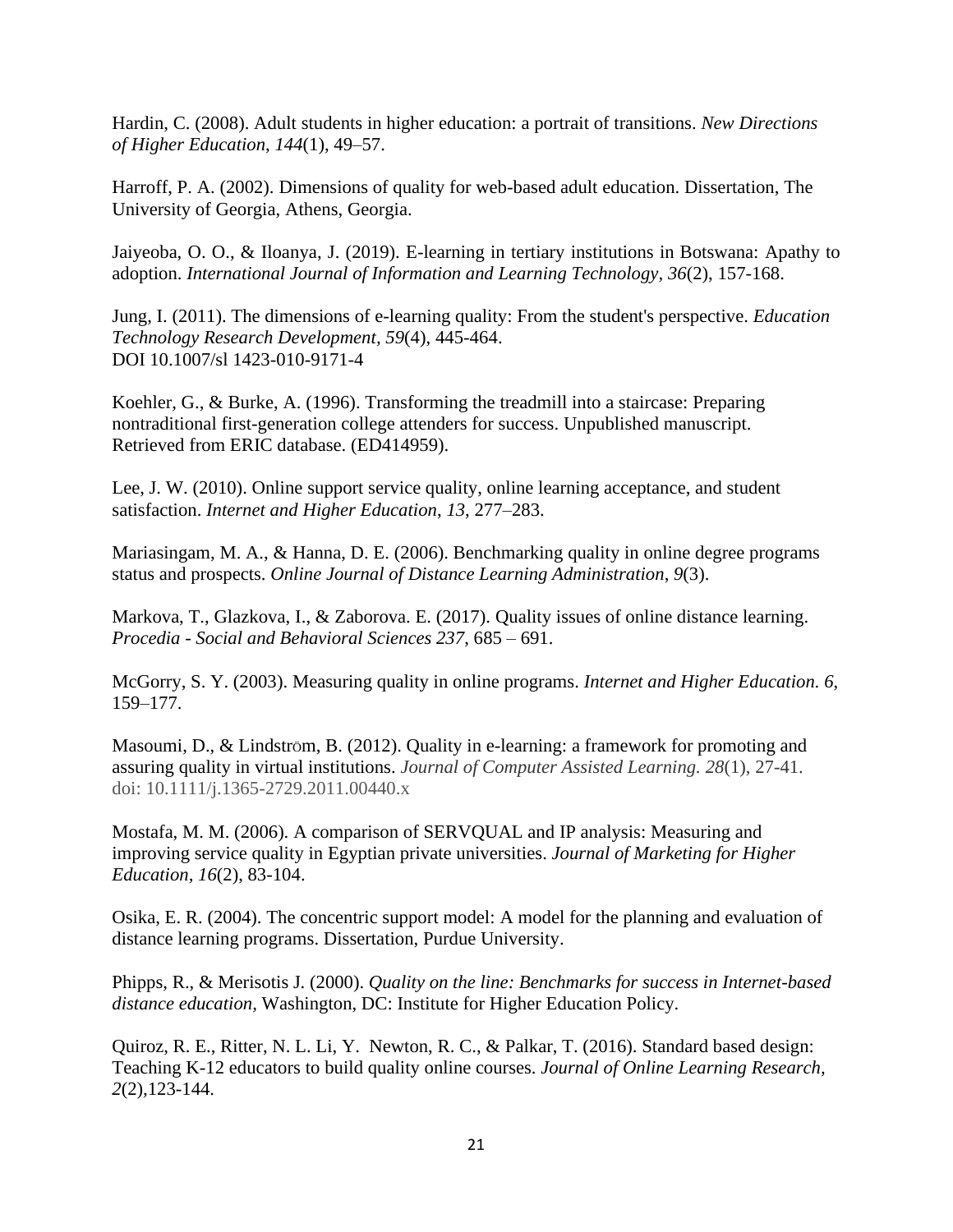Hardin, C. (2008). Adult students in higher education: a portrait of transitions. *New Directions of Higher Education*, *144*(1), 49–57.

Harroff, P. A. (2002). Dimensions of quality for web-based adult education. Dissertation, The University of Georgia, Athens, Georgia.

Jaiyeoba, O. O., & Iloanya, J. (2019). E-learning in tertiary institutions in Botswana: Apathy to adoption. *International Journal of Information and Learning Technology, 36*(2), 157-168.

Jung, I. (2011). The dimensions of e-learning quality: From the student's perspective. *Education Technology Research Development, 59*(4), 445-464.
DOI 10.1007/sl 1423-010-9171-4

Koehler, G., & Burke, A. (1996). Transforming the treadmill into a staircase: Preparing nontraditional first-generation college attenders for success. Unpublished manuscript. Retrieved from ERIC database. (ED414959).

Lee, J. W. (2010). Online support service quality, online learning acceptance, and student satisfaction. *Internet and Higher Education*, *13*, 277–283.

Mariasingam, M. A., & Hanna, D. E. (2006). Benchmarking quality in online degree programs status and prospects. *Online Journal of Distance Learning Administration*, *9*(3).

Markova, T., Glazkova, I., & Zaborova. E. (2017). Quality issues of online distance learning. *Procedia - Social and Behavioral Sciences 237*, 685 – 691.

McGorry, S. Y. (2003). Measuring quality in online programs. *Internet and Higher Education. 6,* 159–177.

Masoumi, D., & Lindström, B. (2012). Quality in e-learning: a framework for promoting and assuring quality in virtual institutions. *Journal of Computer Assisted Learning. 28*(1), 27-41. doi: 10.1111/j.1365-2729.2011.00440.x

Mostafa, M. M. (2006). A comparison of SERVQUAL and IP analysis: Measuring and improving service quality in Egyptian private universities. *Journal of Marketing for Higher Education, 16*(2), 83-104.

Osika, E. R. (2004). The concentric support model: A model for the planning and evaluation of distance learning programs. Dissertation, Purdue University.

Phipps, R., & Merisotis J. (2000). *Quality on the line: Benchmarks for success in Internet-based distance education,* Washington, DC: Institute for Higher Education Policy.

Quiroz, R. E., Ritter, N. L. Li, Y. Newton, R. C., & Palkar, T. (2016). Standard based design: Teaching K-12 educators to build quality online courses. *Journal of Online Learning Research, 2*(2),123-144.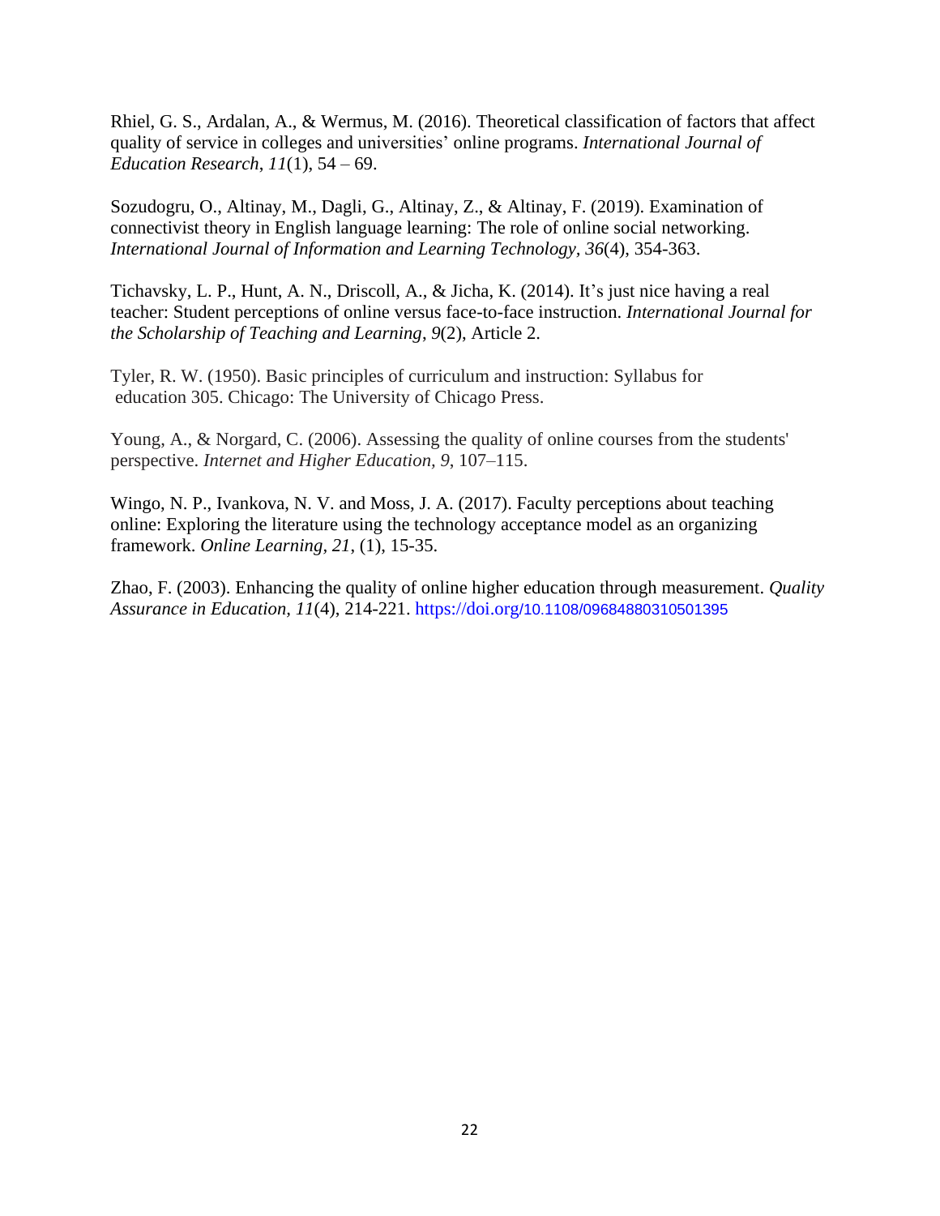Rhiel, G. S., Ardalan, A., & Wermus, M. (2016). Theoretical classification of factors that affect quality of service in colleges and universities' online programs. *International Journal of Education Research*, *11*(1), 54 – 69.

Sozudogru, O., Altinay, M., Dagli, G., Altinay, Z., & Altinay, F. (2019). Examination of connectivist theory in English language learning: The role of online social networking. *International Journal of Information and Learning Technology*, *36*(4), 354-363.

Tichavsky, L. P., Hunt, A. N., Driscoll, A., & Jicha, K. (2014). It's just nice having a real teacher: Student perceptions of online versus face-to-face instruction. *International Journal for the Scholarship of Teaching and Learning*, *9*(2), Article 2.

Tyler, R. W. (1950). Basic principles of curriculum and instruction: Syllabus for education 305. Chicago: The University of Chicago Press.

Young, A., & Norgard, C. (2006). Assessing the quality of online courses from the students' perspective. *Internet and Higher Education, 9*, 107–115.

Wingo, N. P., Ivankova, N. V. and Moss, J. A. (2017). Faculty perceptions about teaching online: Exploring the literature using the technology acceptance model as an organizing framework. *Online Learning, 21*, (1), 15-35.

Zhao, F. (2003). Enhancing the quality of online higher education through measurement. *Quality Assurance in Education, 11*(4), 214-221. https://doi.org/10.1108/09684880310501395